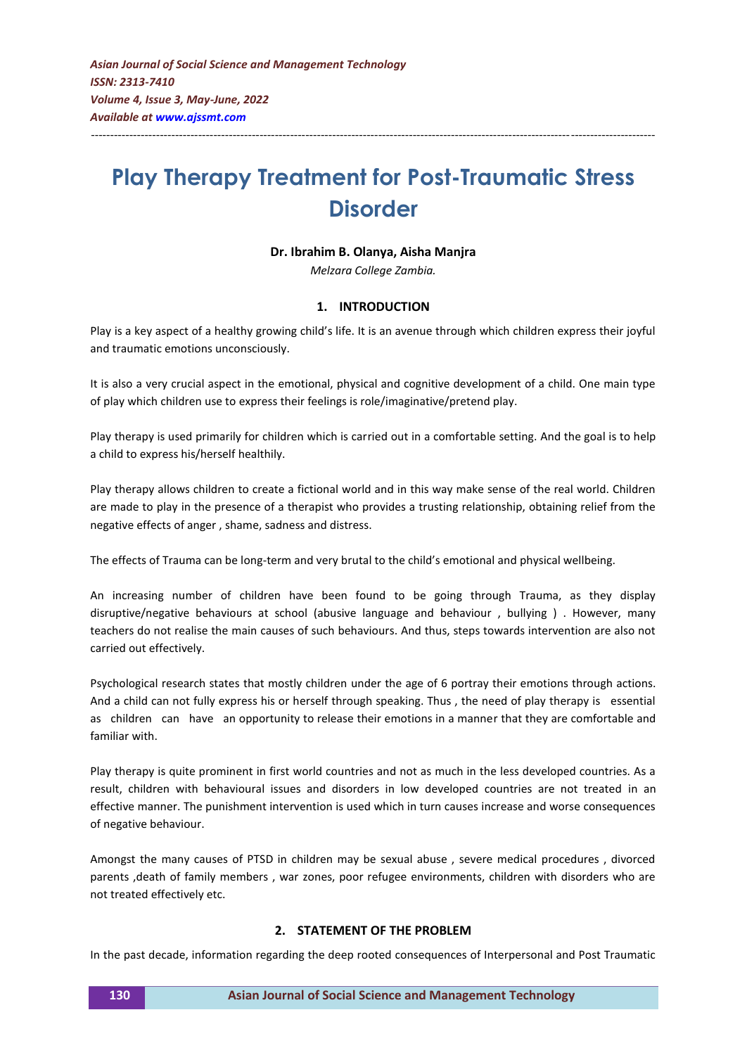# Play Therapy Treatment for Post-Traumatic Stress Disorder

**Dr. Ibrahim B. Olanya, Aisha Manjra**

*Melzara College Zambia.*

## 1. INTRODUCTION

Play is a key aspect of a healthy growing child's life. It is an avenue through which children express their joyful and traumatic emotions unconsciously.

It is also a very crucial aspect in the emotional, physical and cognitive development of a child. One main type of play which children use to express their feelings is role/imaginative/pretend play.

Play therapy is used primarily for children which is carried out in a comfortable setting. And the goal is to help a child to express his/herself healthily.

Play therapy allows children to create a fictional world and in this way make sense of the real world. Children are made to play in the presence of a therapist who provides a trusting relationship, obtaining relief from the negative effects of anger , shame, sadness and distress.

The effects of Trauma can be long-term and very brutal to the child's emotional and physical wellbeing.

An increasing number of children have been found to be going through Trauma, as they display disruptive/negative behaviours at school (abusive language and behaviour , bullying ) . However, many teachers do not realise the main causes of such behaviours. And thus, steps towards intervention are also not carried out effectively.

Psychological research states that mostly children under the age of 6 portray their emotions through actions. And a child can not fully express his or herself through speaking. Thus , the need of play therapy is essential as children can have an opportunity to release their emotions in a manner that they are comfortable and familiar with.

Play therapy is quite prominent in first world countries and not as much in the less developed countries. As a result, children with behavioural issues and disorders in low developed countries are not treated in an effective manner. The punishment intervention is used which in turn causes increase and worse consequences of negative behaviour.

Amongst the many causes of PTSD in children may be sexual abuse , severe medical procedures , divorced parents ,death of family members , war zones, poor refugee environments, children with disorders who are not treated effectively etc.

## 2. STATEMENT OF THE PROBLEM

In the past decade, information regarding the deep rooted consequences of Interpersonal and Post Traumatic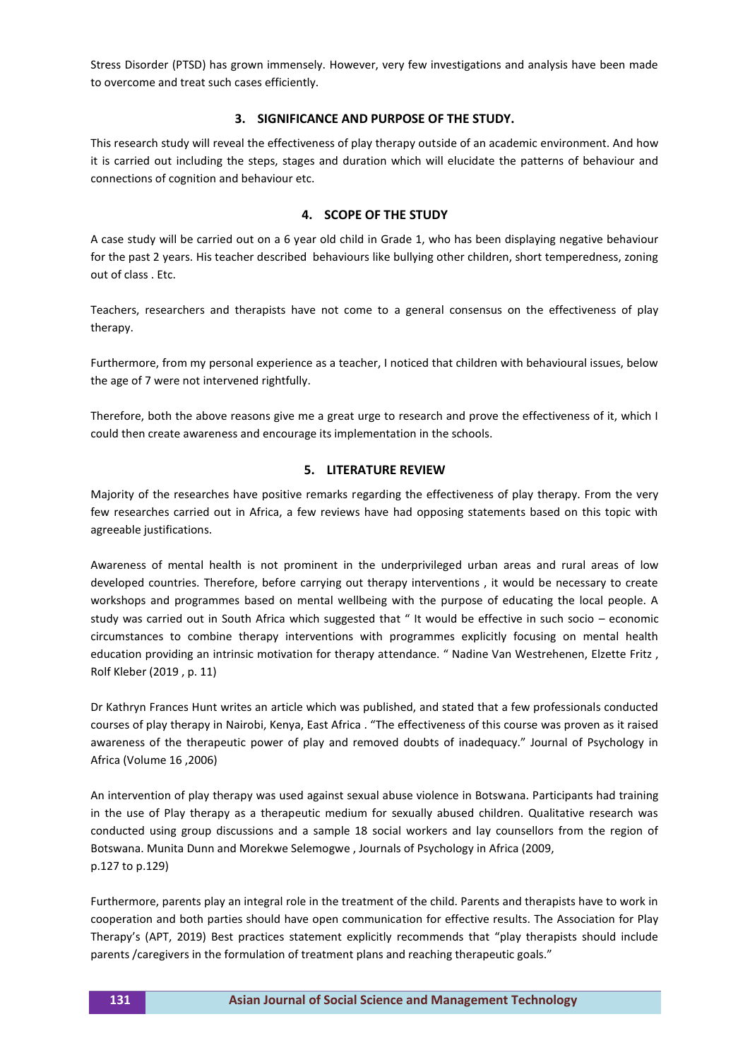Stress Disorder (PTSD) has grown immensely. However, very few investigations and analysis have been made to overcome and treat such cases efficiently.

## 3. SIGNIFICANCE AND PURPOSE OF THE STUDY.

This research study will reveal the effectiveness of play therapy outside of an academic environment. And how it is carried out including the steps, stages and duration which will elucidate the patterns of behaviour and connections of cognition and behaviour etc.

## 4. SCOPE OF THE STUDY

A case study will be carried out on a 6 year old child in Grade 1, who has been displaying negative behaviour for the past 2 years. His teacher described behaviours like bullying other children, short temperedness, zoning out of class . Etc.

Teachers, researchers and therapists have not come to a general consensus on the effectiveness of play therapy.

Furthermore, from my personal experience as a teacher, I noticed that children with behavioural issues, below the age of 7 were not intervened rightfully.

Therefore, both the above reasons give me a great urge to research and prove the effectiveness of it, which I could then create awareness and encourage its implementation in the schools.

## 5. LITERATURE REVIEW

Majority of the researches have positive remarks regarding the effectiveness of play therapy. From the very few researches carried out in Africa, a few reviews have had opposing statements based on this topic with agreeable justifications.

Awareness of mental health is not prominent in the underprivileged urban areas and rural areas of low developed countries. Therefore, before carrying out therapy interventions , it would be necessary to create workshops and programmes based on mental wellbeing with the purpose of educating the local people. A study was carried out in South Africa which suggested that " It would be effective in such socio – economic circumstances to combine therapy interventions with programmes explicitly focusing on mental health education providing an intrinsic motivation for therapy attendance. " Nadine Van Westrehenen, Elzette Fritz , Rolf Kleber (2019 , p. 11)

Dr Kathryn Frances Hunt writes an article which was published, and stated that a few professionals conducted courses of play therapy in Nairobi, Kenya, East Africa . "The effectiveness of this course was proven as it raised awareness of the therapeutic power of play and removed doubts of inadequacy." Journal of Psychology in Africa (Volume 16 ,2006)

An intervention of play therapy was used against sexual abuse violence in Botswana. Participants had training in the use of Play therapy as a therapeutic medium for sexually abused children. Qualitative research was conducted using group discussions and a sample 18 social workers and lay counsellors from the region of Botswana. Munita Dunn and Morekwe Selemogwe , Journals of Psychology in Africa (2009, p.127 to p.129)

Furthermore, parents play an integral role in the treatment of the child. Parents and therapists have to work in cooperation and both parties should have open communication for effective results. The Association for Play Therapy's (APT, 2019) Best practices statement explicitly recommends that "play therapists should include parents /caregivers in the formulation of treatment plans and reaching therapeutic goals."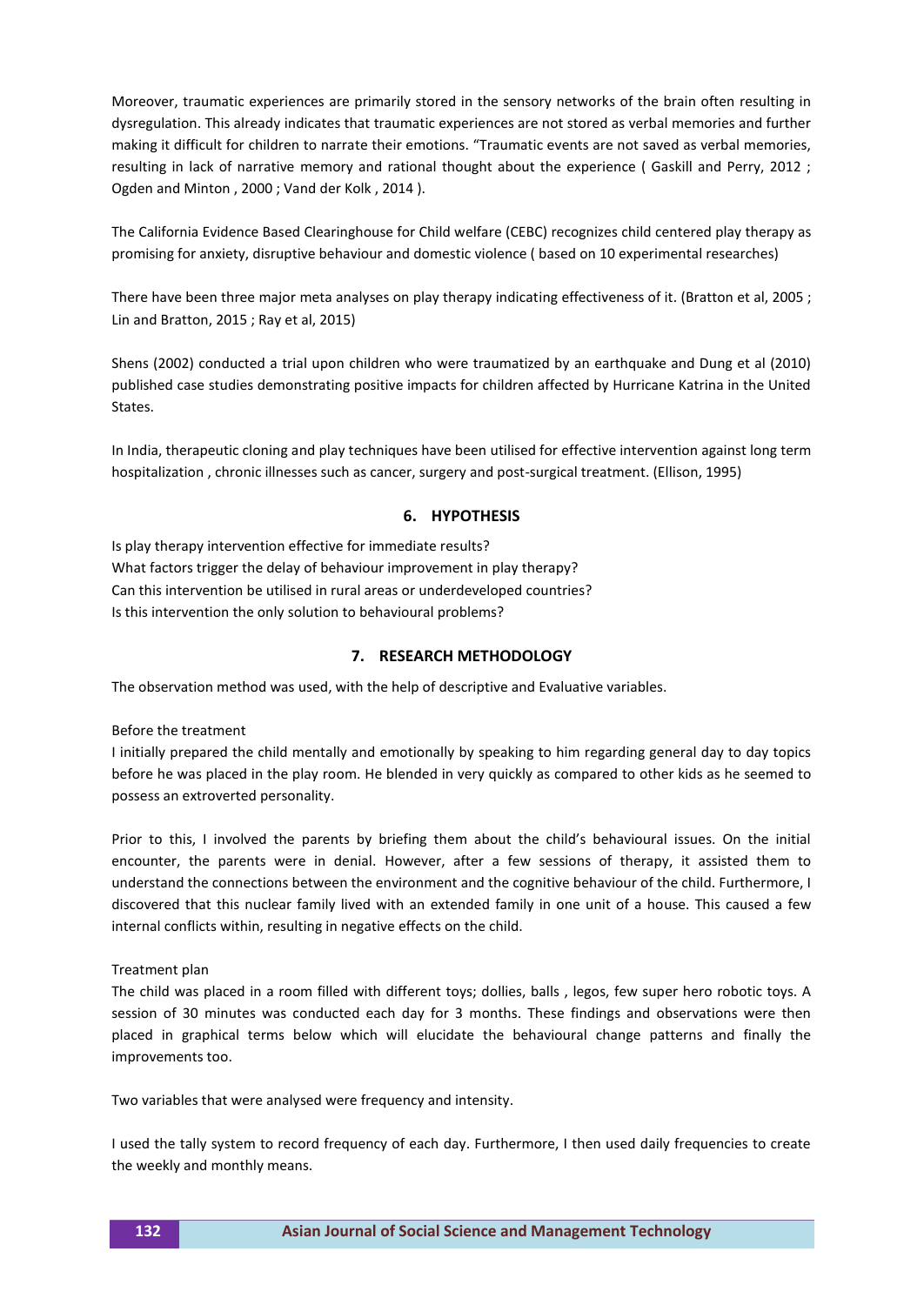Moreover, traumatic experiences are primarily stored in the sensory networks of the brain often resulting in dysregulation. This already indicates that traumatic experiences are not stored as verbal memories and further making it difficult for children to narrate their emotions. "Traumatic events are not saved as verbal memories, resulting in lack of narrative memory and rational thought about the experience ( Gaskill and Perry, 2012 ; Ogden and Minton , 2000 ; Vand der Kolk , 2014 ).

The California Evidence Based Clearinghouse for Child welfare (CEBC) recognizes child centered play therapy as promising for anxiety, disruptive behaviour and domestic violence ( based on 10 experimental researches)

There have been three major meta analyses on play therapy indicating effectiveness of it. (Bratton et al, 2005 ; Lin and Bratton, 2015 ; Ray et al, 2015)

Shens (2002) conducted a trial upon children who were traumatized by an earthquake and Dung et al (2010) published case studies demonstrating positive impacts for children affected by Hurricane Katrina in the United States.

In India, therapeutic cloning and play techniques have been utilised for effective intervention against long term hospitalization , chronic illnesses such as cancer, surgery and post-surgical treatment. (Ellison, 1995)

## 6. HYPOTHESIS

Is play therapy intervention effective for immediate results?
What factors trigger the delay of behaviour improvement in play therapy?
Can this intervention be utilised in rural areas or underdeveloped countries?
Is this intervention the only solution to behavioural problems?

## 7. RESEARCH METHODOLOGY

The observation method was used, with the help of descriptive and Evaluative variables.

Before the treatment
I initially prepared the child mentally and emotionally by speaking to him regarding general day to day topics before he was placed in the play room. He blended in very quickly as compared to other kids as he seemed to possess an extroverted personality.

Prior to this, I involved the parents by briefing them about the child's behavioural issues. On the initial encounter, the parents were in denial. However, after a few sessions of therapy, it assisted them to understand the connections between the environment and the cognitive behaviour of the child. Furthermore, I discovered that this nuclear family lived with an extended family in one unit of a house. This caused a few internal conflicts within, resulting in negative effects on the child.

Treatment plan
The child was placed in a room filled with different toys; dollies, balls , legos, few super hero robotic toys. A session of 30 minutes was conducted each day for 3 months. These findings and observations were then placed in graphical terms below which will elucidate the behavioural change patterns and finally the improvements too.

Two variables that were analysed were frequency and intensity.

I used the tally system to record frequency of each day. Furthermore, I then used daily frequencies to create the weekly and monthly means.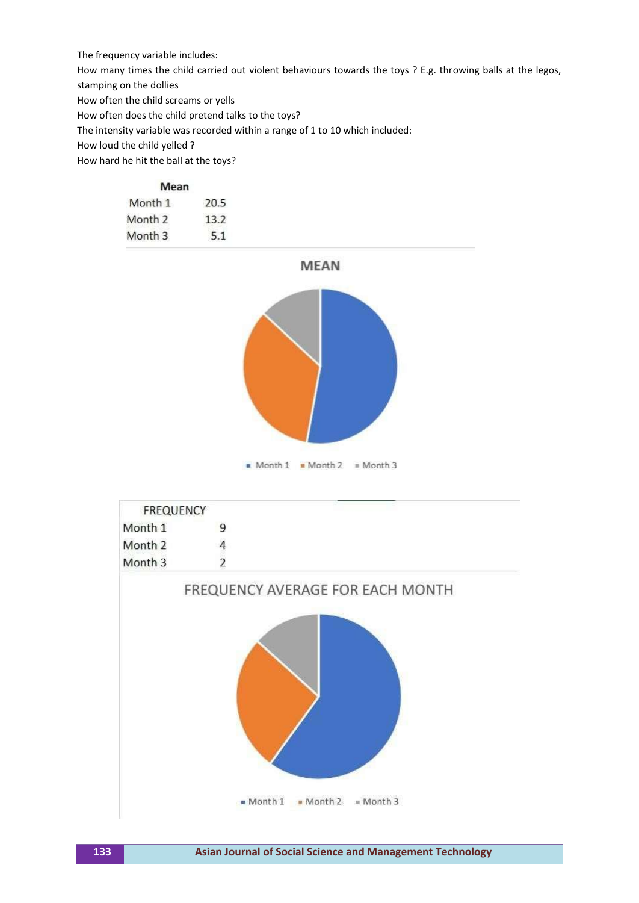The frequency variable includes:

How many times the child carried out violent behaviours towards the toys ? E.g. throwing balls at the legos, stamping on the dollies

How often the child screams or yells

How often does the child pretend talks to the toys?

The intensity variable was recorded within a range of 1 to 10 which included:

How loud the child yelled ?

How hard he hit the ball at the toys?

| | Mean |
|---|---|
| Month 1 | 20.5 |
| Month 2 | 13.2 |
| Month 3 | 5.1 |

MEAN

Month 1 Month 2 Month 3

| FREQUENCY | |
|---|---|
| Month 1 | 9 |
| Month 2 | 4 |
| Month 3 | 2 |

FREQUENCY AVERAGE FOR EACH MONTH

Month 1 Month 2 Month 3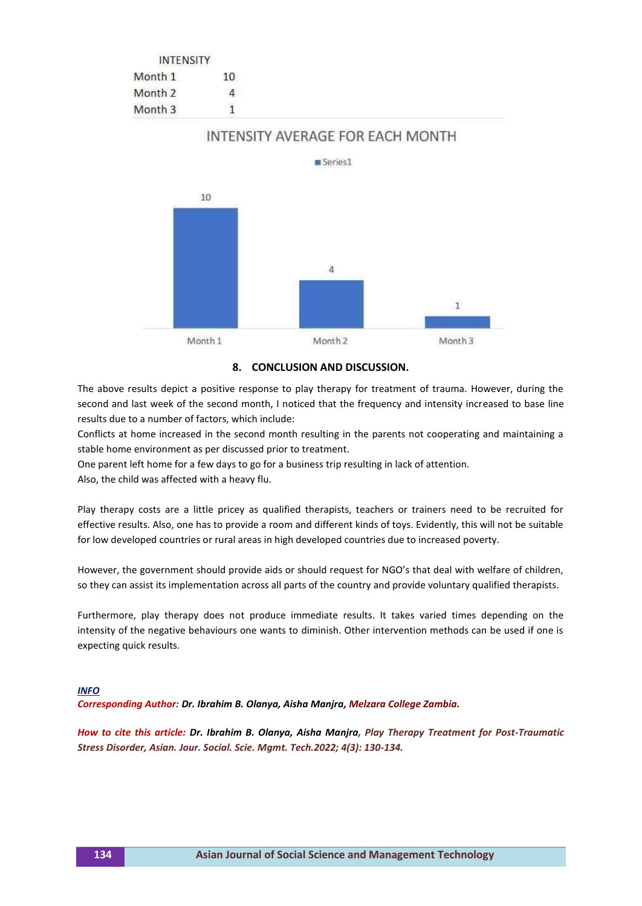| INTENSITY | |
|---|---|
| Month 1 | 10 |
| Month 2 | 4 |
| Month 3 | 1 |

INTENSITY AVERAGE FOR EACH MONTH

Series1

10

4

1

Month 1

Month 2

Month 3

## 8. CONCLUSION AND DISCUSSION.

The above results depict a positive response to play therapy for treatment of trauma. However, during the second and last week of the second month, I noticed that the frequency and intensity increased to base line results due to a number of factors, which include:

Conflicts at home increased in the second month resulting in the parents not cooperating and maintaining a stable home environment as per discussed prior to treatment.

One parent left home for a few days to go for a business trip resulting in lack of attention.

Also, the child was affected with a heavy flu.

Play therapy costs are a little pricey as qualified therapists, teachers or trainers need to be recruited for effective results. Also, one has to provide a room and different kinds of toys. Evidently, this will not be suitable for low developed countries or rural areas in high developed countries due to increased poverty.

However, the government should provide aids or should request for NGO's that deal with welfare of children, so they can assist its implementation across all parts of the country and provide voluntary qualified therapists.

Furthermore, play therapy does not produce immediate results. It takes varied times depending on the intensity of the negative behaviours one wants to diminish. Other intervention methods can be used if one is expecting quick results.

***INFO***

***Corresponding Author:*** ***Dr. Ibrahim B. Olanya, Aisha Manjra,*** ***Melzara College Zambia.***

***How to cite this article:*** ***Dr. Ibrahim B. Olanya, Aisha Manjra,*** ***Play Therapy Treatment for Post-Traumatic Stress Disorder, Asian. Jour. Social. Scie. Mgmt. Tech.2022; 4(3): 130-134.***